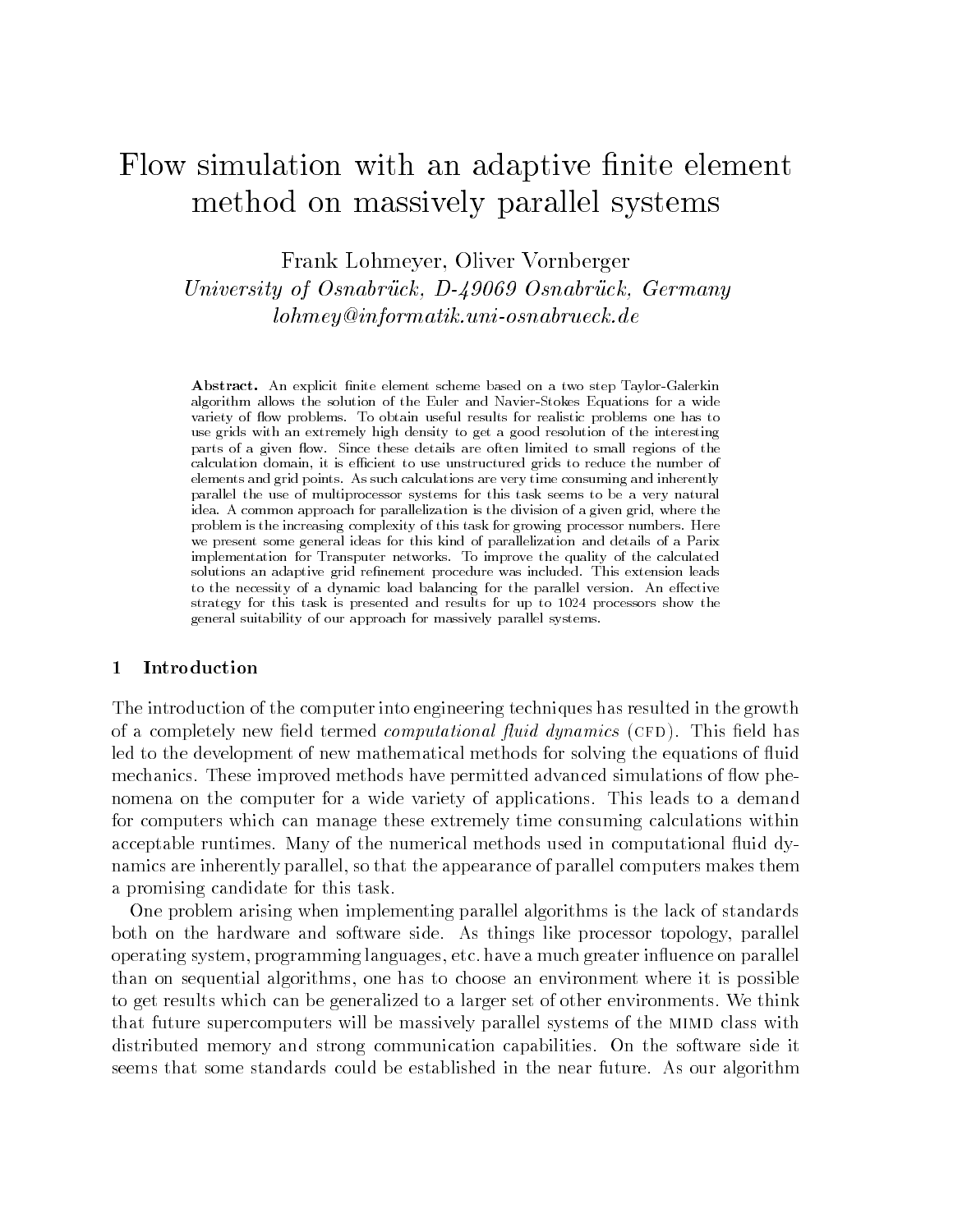# Flow simulation with an adaptive finite element method on massively parallel systems

Frank Lohmeyer, Oliver Vornberger

*University of Osnabrück, D-49069 Osnabrück, Germany*

*lohmey@informatik.uni-osnabrueck.de*

**Abstract.** An explicit finite element scheme based on a two step Taylor-Galerkin algorithm allows the solution of the Euler and Navier-Stokes Equations for a wide variety of flow problems. To obtain useful results for realistic problems one has to use grids with an extremely high density to get a good resolution of the interesting parts of a given flow. Since these details are often limited to small regions of the calculation domain, it is efficient to use unstructured grids to reduce the number of elements and grid points. As such calculations are very time consuming and inherently parallel the use of multiprocessor systems for this task seems to be a very natural idea. A common approach for parallelization is the division of a given grid, where the problem is the increasing complexity of this task for growing processor numbers. Here we present some general ideas for this kind of parallelization and details of a Parix implementation for Transputer networks. To improve the quality of the calculated solutions an adaptive grid refinement procedure was included. This extension leads to the necessity of a dynamic load balancing for the parallel version. An effective strategy for this task is presented and results for up to 1024 processors show the general suitability of our approach for massively parallel systems.

## 1 Introduction

The introduction of the computer into engineering techniques has resulted in the growth of a completely new field termed *computational fluid dynamics* (CFD). This field has led to the development of new mathematical methods for solving the equations of fluid mechanics. These improved methods have permitted advanced simulations of flow phenomena on the computer for a wide variety of applications. This leads to a demand for computers which can manage these extremely time consuming calculations within acceptable runtimes. Many of the numerical methods used in computational fluid dynamics are inherently parallel, so that the appearance of parallel computers makes them a promising candidate for this task.

One problem arising when implementing parallel algorithms is the lack of standards both on the hardware and software side. As things like processor topology, parallel operating system, programming languages, etc. have a much greater influence on parallel than on sequential algorithms, one has to choose an environment where it is possible to get results which can be generalized to a larger set of other environments. We think that future supercomputers will be massively parallel systems of the MIMD class with distributed memory and strong communication capabilities. On the software side it seems that some standards could be established in the near future. As our algorithm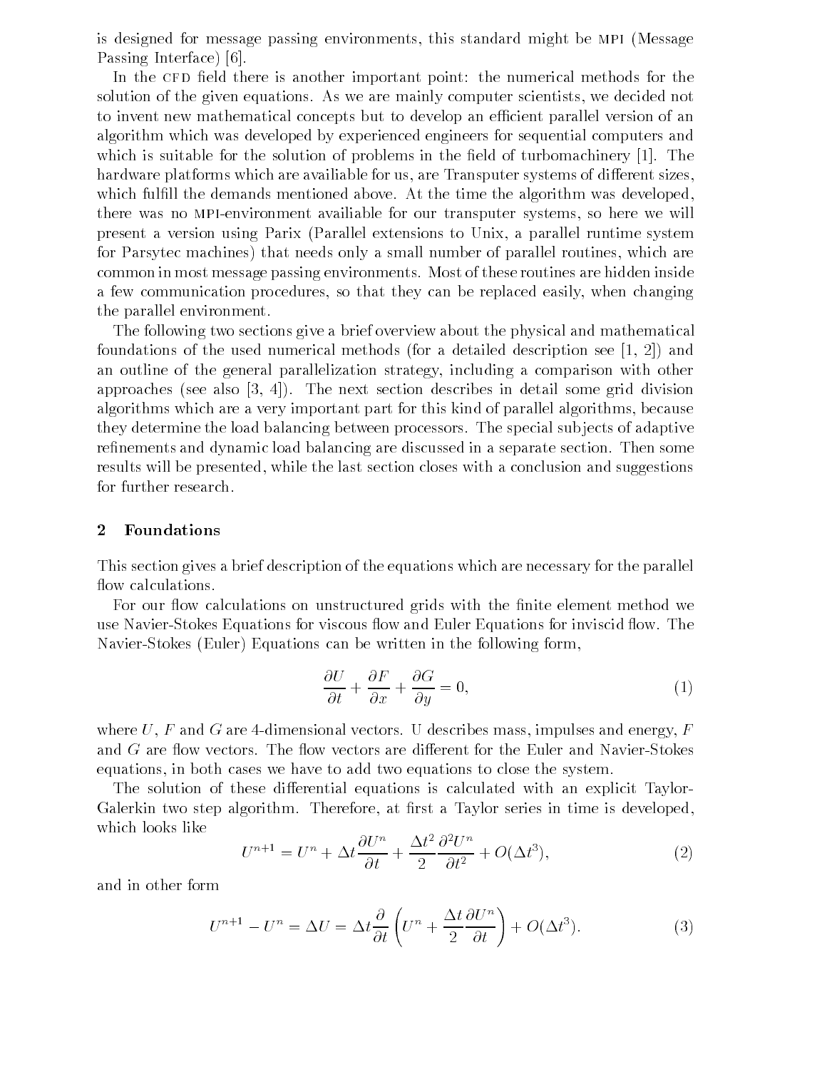is designed for message passing environments, this standard might be MPI (Message Passing Interface) [6].

In the CFD field there is another important point: the numerical methods for the solution of the given equations. As we are mainly computer scientists, we decided not to invent new mathematical concepts but to develop an efficient parallel version of an algorithm which was developed by experienced engineers for sequential computers and which is suitable for the solution of problems in the field of turbomachinery [1]. The hardware platforms which are availiable for us, are Transputer systems of different sizes, which fulfill the demands mentioned above. At the time the algorithm was developed, there was no MPI-environment availiable for our transputer systems, so here we will present a version using Parix (Parallel extensions to Unix, a parallel runtime system for Parsytec machines) that needs only a small number of parallel routines, which are common in most message passing environments. Most of these routines are hidden inside a few communication procedures, so that they can be replaced easily, when changing the parallel environment.

The following two sections give a brief overview about the physical and mathematical foundations of the used numerical methods (for a detailed description see [1, 2]) and an outline of the general parallelization strategy, including a comparison with other approaches (see also [3, 4]). The next section describes in detail some grid division algorithms which are a very important part for this kind of parallel algorithms, because they determine the load balancing between processors. The special subjects of adaptive refinements and dynamic load balancing are discussed in a separate section. Then some results will be presented, while the last section closes with a conclusion and suggestions for further research.

## 2 Foundations

This section gives a brief description of the equations which are necessary for the parallel flow calculations.

For our flow calculations on unstructured grids with the finite element method we use Navier-Stokes Equations for viscous flow and Euler Equations for inviscid flow. The Navier-Stokes (Euler) Equations can be written in the following form,

$$\frac{\partial U}{\partial t} + \frac{\partial F}{\partial x} + \frac{\partial G}{\partial y} = 0, \tag{1}$$

where $U$, $F$ and $G$ are 4-dimensional vectors. U describes mass, impulses and energy, $F$ and $G$ are flow vectors. The flow vectors are different for the Euler and Navier-Stokes equations, in both cases we have to add two equations to close the system.

The solution of these differential equations is calculated with an explicit Taylor-Galerkin two step algorithm. Therefore, at first a Taylor series in time is developed, which looks like

$$U^{n+1} = U^n + \Delta t \frac{\partial U^n}{\partial t} + \frac{\Delta t^2}{2} \frac{\partial^2 U^n}{\partial t^2} + O(\Delta t^3), \tag{2}$$

and in other form

$$U^{n+1} - U^n = \Delta U = \Delta t \frac{\partial}{\partial t} \left( U^n + \frac{\Delta t}{2} \frac{\partial U^n}{\partial t} \right) + O(\Delta t^3). \tag{3}$$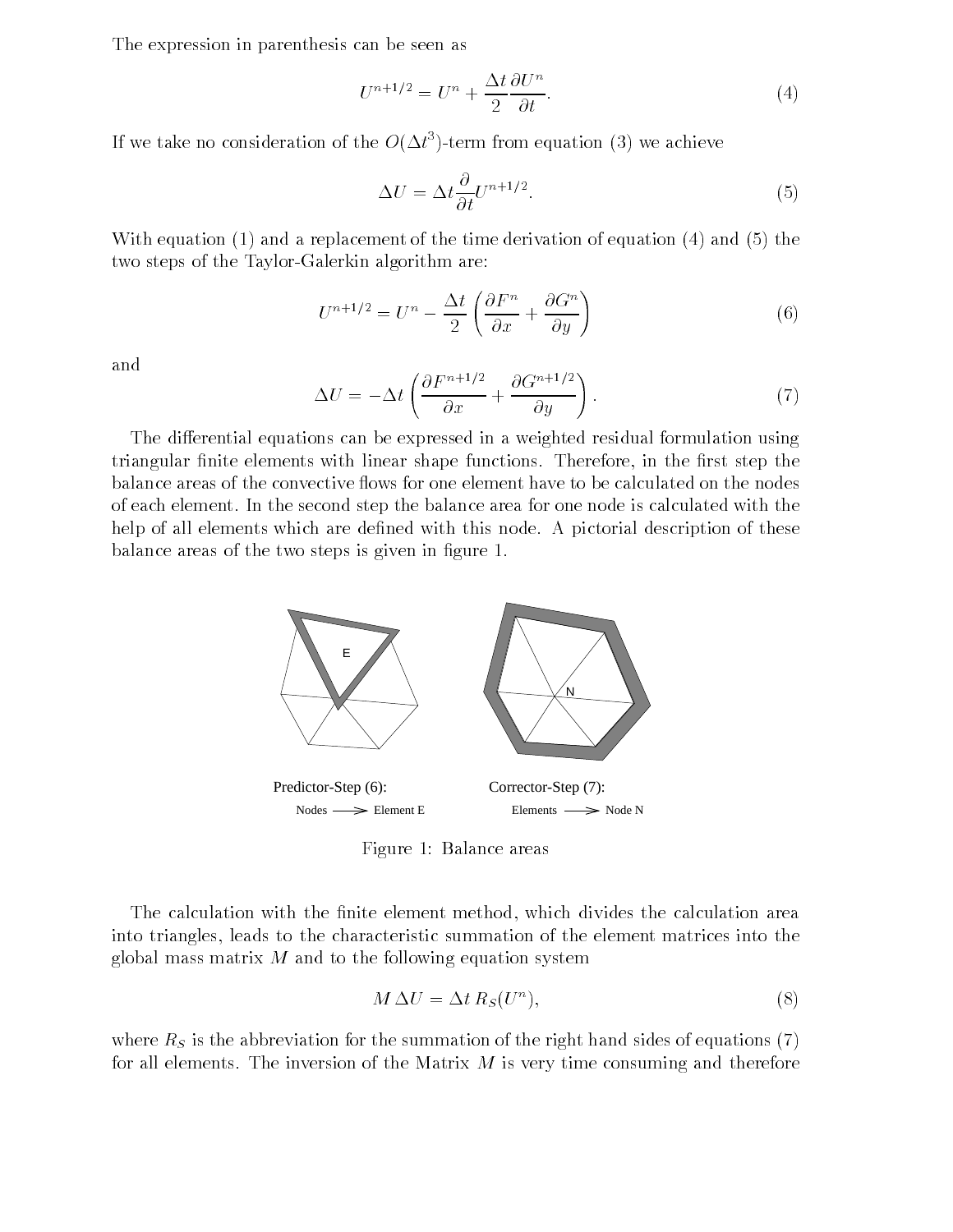The expression in parenthesis can be seen as

$$U^{n+1/2} = U^n + \frac{\Delta t}{2}\frac{\partial U^n}{\partial t}. \tag{4}$$

If we take no consideration of the $O(\Delta t^3)$-term from equation (3) we achieve

$$\Delta U = \Delta t \frac{\partial}{\partial t} U^{n+1/2}. \tag{5}$$

With equation (1) and a replacement of the time derivation of equation (4) and (5) the two steps of the Taylor-Galerkin algorithm are:

$$U^{n+1/2} = U^n - \frac{\Delta t}{2}\left(\frac{\partial F^n}{\partial x} + \frac{\partial G^n}{\partial y}\right) \tag{6}$$

and

$$\Delta U = -\Delta t \left(\frac{\partial F^{n+1/2}}{\partial x} + \frac{\partial G^{n+1/2}}{\partial y}\right). \tag{7}$$

The differential equations can be expressed in a weighted residual formulation using triangular finite elements with linear shape functions. Therefore, in the first step the balance areas of the convective flows for one element have to be calculated on the nodes of each element. In the second step the balance area for one node is calculated with the help of all elements which are defined with this node. A pictorial description of these balance areas of the two steps is given in figure 1.

Predictor-Step (6): Nodes ⟶ Element E

Corrector-Step (7): Elements ⟶ Node N

Figure 1: Balance areas

The calculation with the finite element method, which divides the calculation area into triangles, leads to the characteristic summation of the element matrices into the global mass matrix $M$ and to the following equation system

$$M\,\Delta U = \Delta t\, R_S(U^n), \tag{8}$$

where $R_S$ is the abbreviation for the summation of the right hand sides of equations (7) for all elements. The inversion of the Matrix $M$ is very time consuming and therefore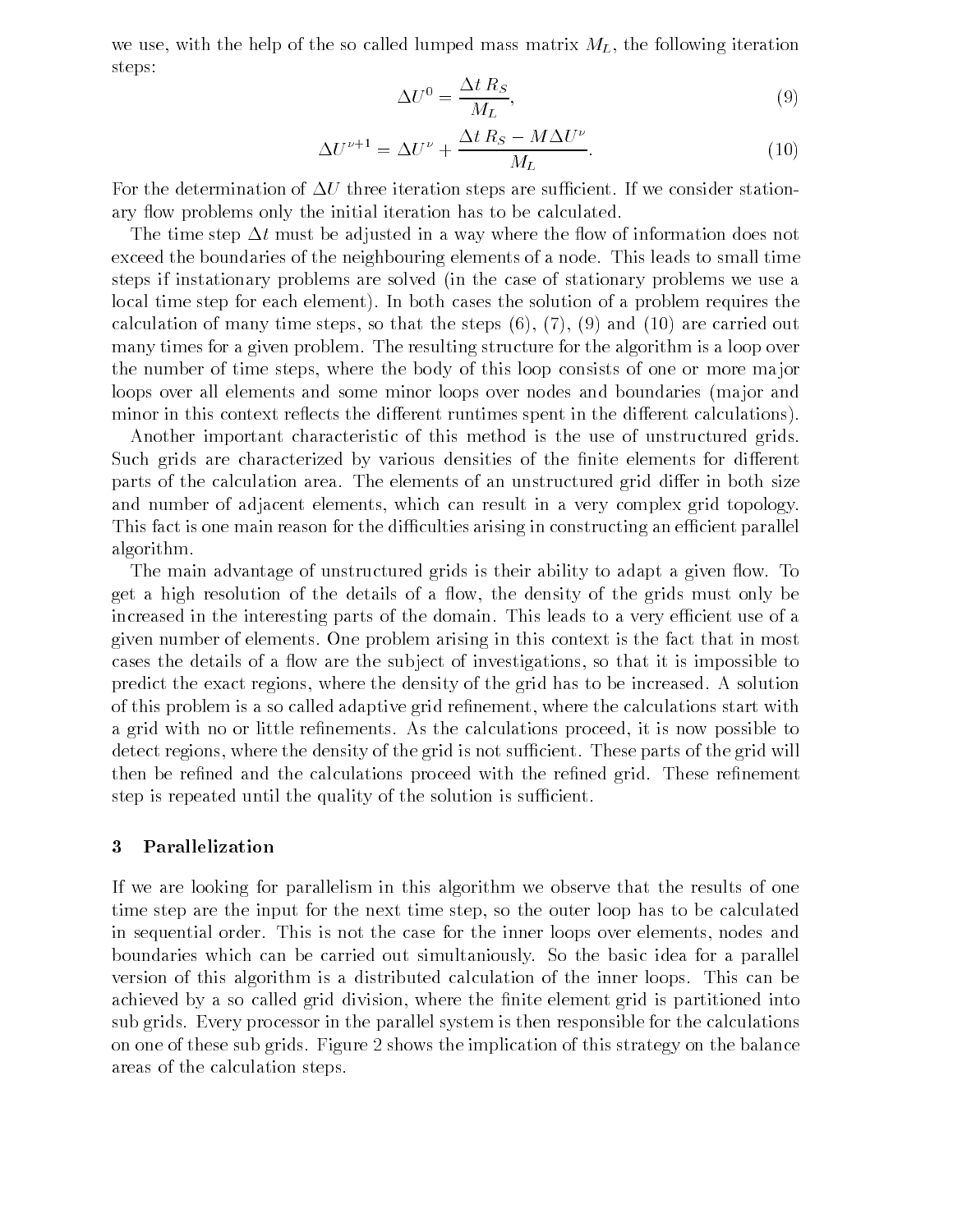we use, with the help of the so called lumped mass matrix $M_L$, the following iteration steps:

$$\Delta U^0 = \frac{\Delta t \, R_S}{M_L}, \tag{9}$$

$$\Delta U^{\nu+1} = \Delta U^\nu + \frac{\Delta t \, R_S - M \Delta U^\nu}{M_L}. \tag{10}$$

For the determination of $\Delta U$ three iteration steps are sufficient. If we consider stationary flow problems only the initial iteration has to be calculated.

The time step $\Delta t$ must be adjusted in a way where the flow of information does not exceed the boundaries of the neighbouring elements of a node. This leads to small time steps if instationary problems are solved (in the case of stationary problems we use a local time step for each element). In both cases the solution of a problem requires the calculation of many time steps, so that the steps (6), (7), (9) and (10) are carried out many times for a given problem. The resulting structure for the algorithm is a loop over the number of time steps, where the body of this loop consists of one or more major loops over all elements and some minor loops over nodes and boundaries (major and minor in this context reflects the different runtimes spent in the different calculations).

Another important characteristic of this method is the use of unstructured grids. Such grids are characterized by various densities of the finite elements for different parts of the calculation area. The elements of an unstructured grid differ in both size and number of adjacent elements, which can result in a very complex grid topology. This fact is one main reason for the difficulties arising in constructing an efficient parallel algorithm.

The main advantage of unstructured grids is their ability to adapt a given flow. To get a high resolution of the details of a flow, the density of the grids must only be increased in the interesting parts of the domain. This leads to a very efficient use of a given number of elements. One problem arising in this context is the fact that in most cases the details of a flow are the subject of investigations, so that it is impossible to predict the exact regions, where the density of the grid has to be increased. A solution of this problem is a so called adaptive grid refinement, where the calculations start with a grid with no or little refinements. As the calculations proceed, it is now possible to detect regions, where the density of the grid is not sufficient. These parts of the grid will then be refined and the calculations proceed with the refined grid. These refinement step is repeated until the quality of the solution is sufficient.

## 3 Parallelization

If we are looking for parallelism in this algorithm we observe that the results of one time step are the input for the next time step, so the outer loop has to be calculated in sequential order. This is not the case for the inner loops over elements, nodes and boundaries which can be carried out simultaniously. So the basic idea for a parallel version of this algorithm is a distributed calculation of the inner loops. This can be achieved by a so called grid division, where the finite element grid is partitioned into sub grids. Every processor in the parallel system is then responsible for the calculations on one of these sub grids. Figure 2 shows the implication of this strategy on the balance areas of the calculation steps.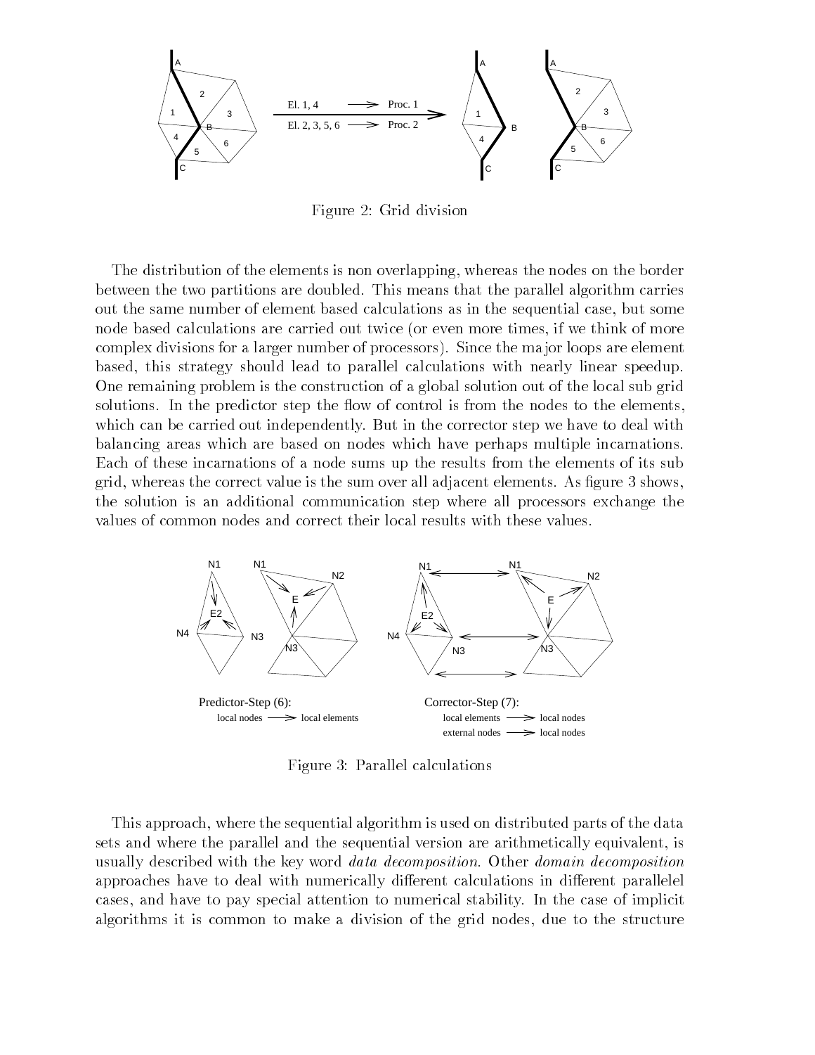Figure 2: Grid division

The distribution of the elements is non overlapping, whereas the nodes on the border between the two partitions are doubled. This means that the parallel algorithm carries out the same number of element based calculations as in the sequential case, but some node based calculations are carried out twice (or even more times, if we think of more complex divisions for a larger number of processors). Since the major loops are element based, this strategy should lead to parallel calculations with nearly linear speedup. One remaining problem is the construction of a global solution out of the local sub grid solutions. In the predictor step the flow of control is from the nodes to the elements, which can be carried out independently. But in the corrector step we have to deal with balancing areas which are based on nodes which have perhaps multiple incarnations. Each of these incarnations of a node sums up the results from the elements of its sub grid, whereas the correct value is the sum over all adjacent elements. As figure 3 shows, the solution is an additional communication step where all processors exchange the values of common nodes and correct their local results with these values.

Figure 3: Parallel calculations

This approach, where the sequential algorithm is used on distributed parts of the data sets and where the parallel and the sequential version are arithmetically equivalent, is usually described with the key word *data decomposition*. Other *domain decomposition* approaches have to deal with numerically different calculations in different parallelel cases, and have to pay special attention to numerical stability. In the case of implicit algorithms it is common to make a division of the grid nodes, due to the structure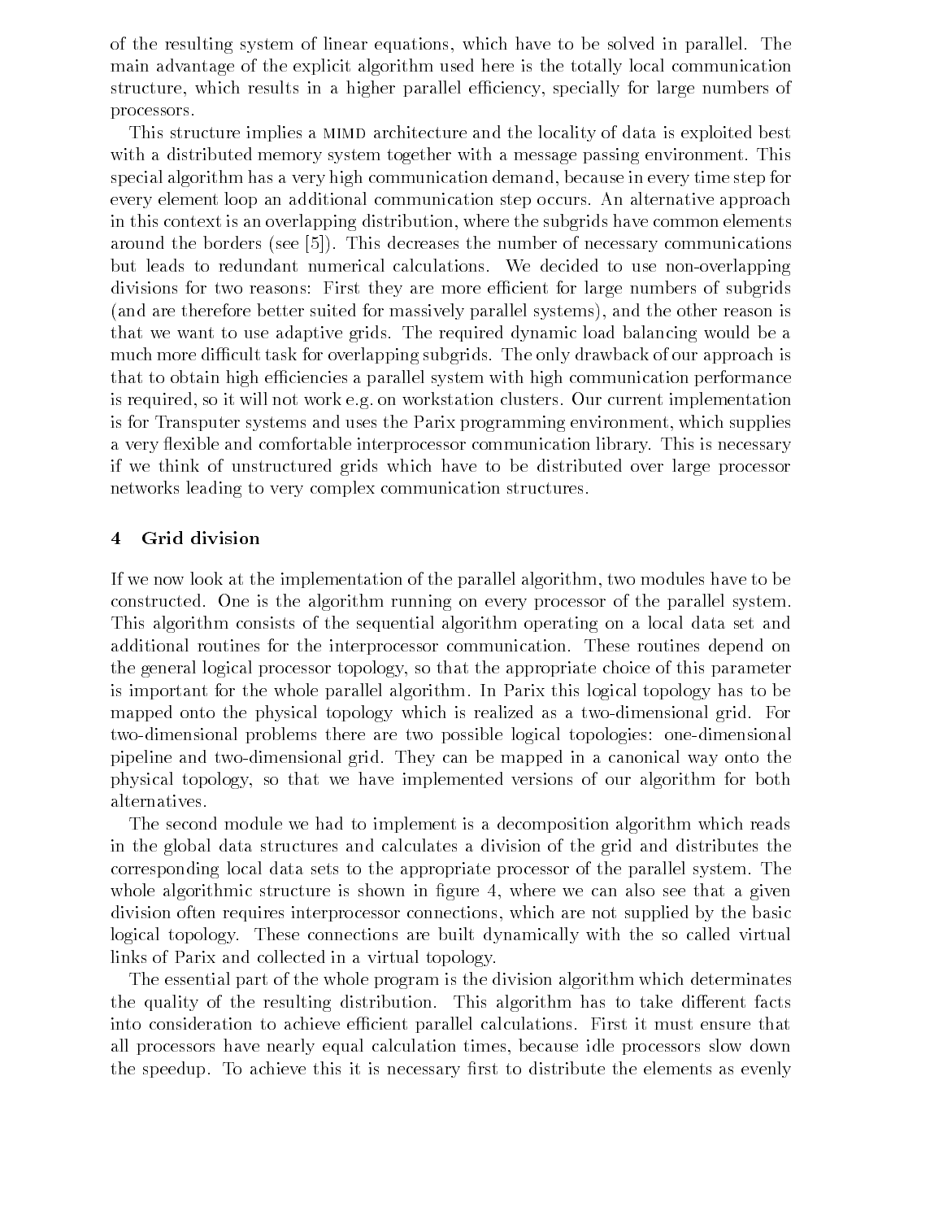of the resulting system of linear equations, which have to be solved in parallel. The main advantage of the explicit algorithm used here is the totally local communication structure, which results in a higher parallel efficiency, specially for large numbers of processors.

This structure implies a MIMD architecture and the locality of data is exploited best with a distributed memory system together with a message passing environment. This special algorithm has a very high communication demand, because in every time step for every element loop an additional communication step occurs. An alternative approach in this context is an overlapping distribution, where the subgrids have common elements around the borders (see [5]). This decreases the number of necessary communications but leads to redundant numerical calculations. We decided to use non-overlapping divisions for two reasons: First they are more efficient for large numbers of subgrids (and are therefore better suited for massively parallel systems), and the other reason is that we want to use adaptive grids. The required dynamic load balancing would be a much more difficult task for overlapping subgrids. The only drawback of our approach is that to obtain high efficiencies a parallel system with high communication performance is required, so it will not work e.g. on workstation clusters. Our current implementation is for Transputer systems and uses the Parix programming environment, which supplies a very flexible and comfortable interprocessor communication library. This is necessary if we think of unstructured grids which have to be distributed over large processor networks leading to very complex communication structures.

## 4 Grid division

If we now look at the implementation of the parallel algorithm, two modules have to be constructed. One is the algorithm running on every processor of the parallel system. This algorithm consists of the sequential algorithm operating on a local data set and additional routines for the interprocessor communication. These routines depend on the general logical processor topology, so that the appropriate choice of this parameter is important for the whole parallel algorithm. In Parix this logical topology has to be mapped onto the physical topology which is realized as a two-dimensional grid. For two-dimensional problems there are two possible logical topologies: one-dimensional pipeline and two-dimensional grid. They can be mapped in a canonical way onto the physical topology, so that we have implemented versions of our algorithm for both alternatives.

The second module we had to implement is a decomposition algorithm which reads in the global data structures and calculates a division of the grid and distributes the corresponding local data sets to the appropriate processor of the parallel system. The whole algorithmic structure is shown in figure 4, where we can also see that a given division often requires interprocessor connections, which are not supplied by the basic logical topology. These connections are built dynamically with the so called virtual links of Parix and collected in a virtual topology.

The essential part of the whole program is the division algorithm which determinates the quality of the resulting distribution. This algorithm has to take different facts into consideration to achieve efficient parallel calculations. First it must ensure that all processors have nearly equal calculation times, because idle processors slow down the speedup. To achieve this it is necessary first to distribute the elements as evenly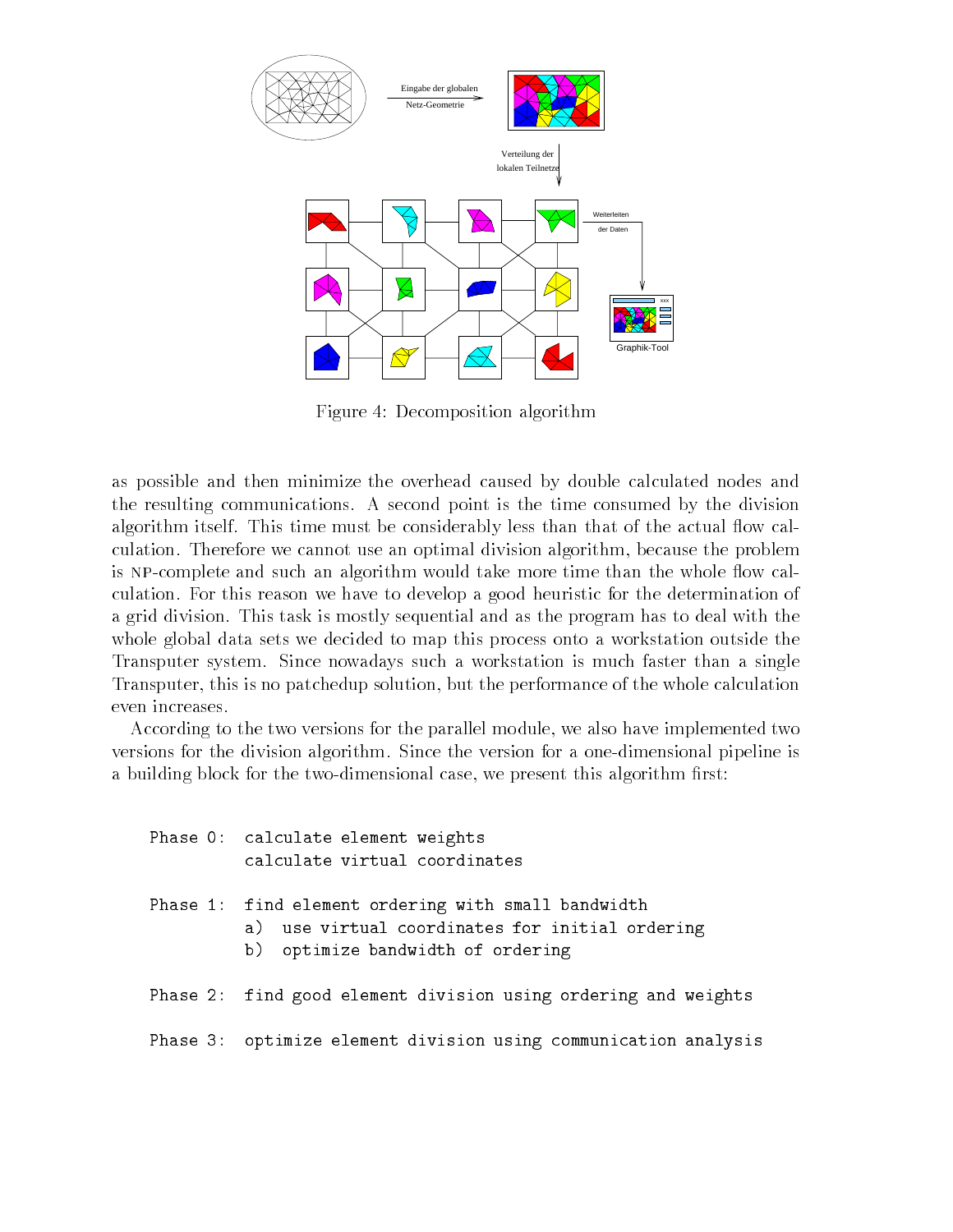Figure 4: Decomposition algorithm

as possible and then minimize the overhead caused by double calculated nodes and the resulting communications. A second point is the time consumed by the division algorithm itself. This time must be considerably less than that of the actual flow calculation. Therefore we cannot use an optimal division algorithm, because the problem is NP-complete and such an algorithm would take more time than the whole flow calculation. For this reason we have to develop a good heuristic for the determination of a grid division. This task is mostly sequential and as the program has to deal with the whole global data sets we decided to map this process onto a workstation outside the Transputer system. Since nowadays such a workstation is much faster than a single Transputer, this is no patchedup solution, but the performance of the whole calculation even increases.

According to the two versions for the parallel module, we also have implemented two versions for the division algorithm. Since the version for a one-dimensional pipeline is a building block for the two-dimensional case, we present this algorithm first:

```
Phase 0:  calculate element weights
          calculate virtual coordinates

Phase 1:  find element ordering with small bandwidth
          a)  use virtual coordinates for initial ordering
          b)  optimize bandwidth of ordering

Phase 2:  find good element division using ordering and weights

Phase 3:  optimize element division using communication analysis
```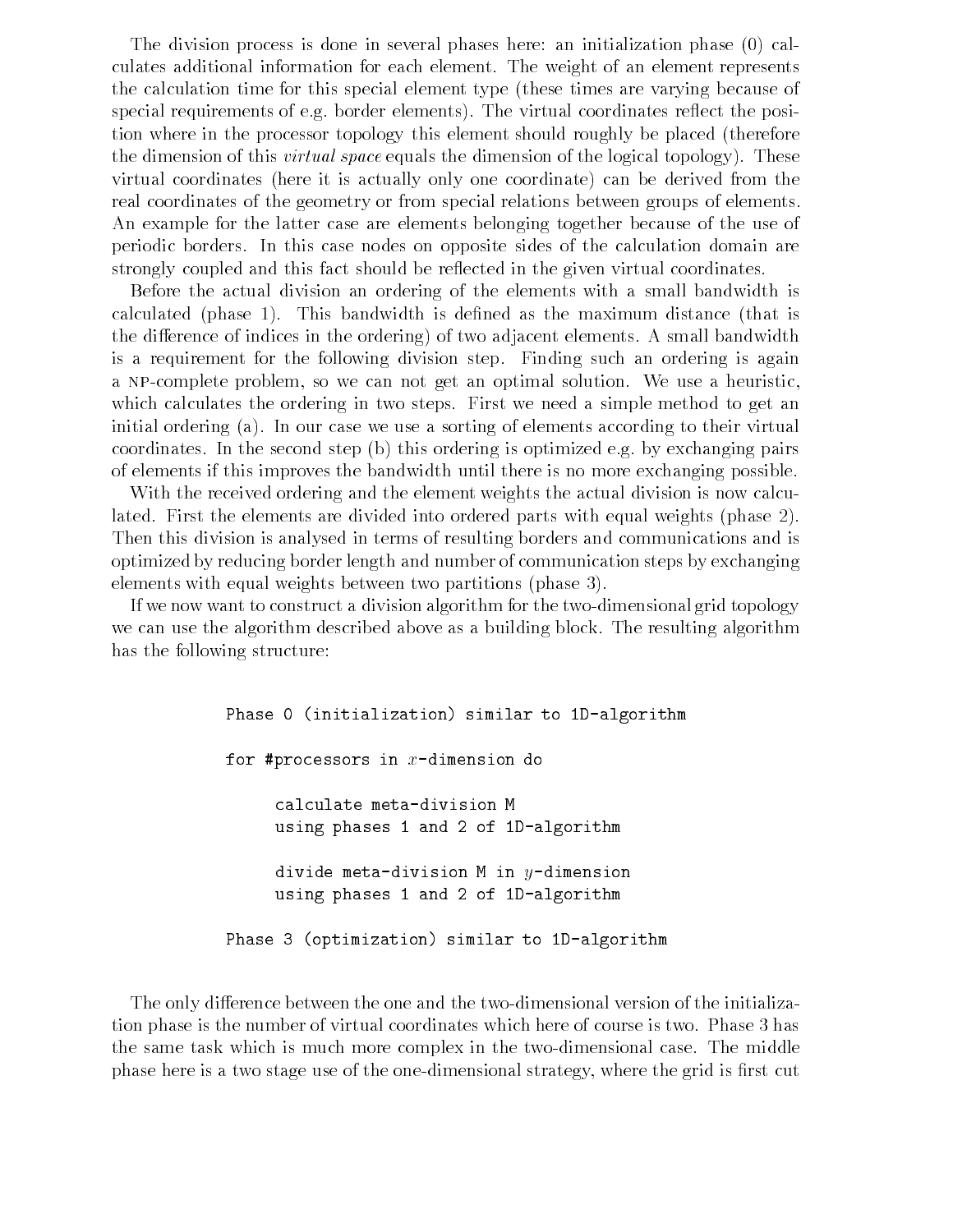The division process is done in several phases here: an initialization phase (0) calculates additional information for each element. The weight of an element represents the calculation time for this special element type (these times are varying because of special requirements of e.g. border elements). The virtual coordinates reflect the position where in the processor topology this element should roughly be placed (therefore the dimension of this *virtual space* equals the dimension of the logical topology). These virtual coordinates (here it is actually only one coordinate) can be derived from the real coordinates of the geometry or from special relations between groups of elements. An example for the latter case are elements belonging together because of the use of periodic borders. In this case nodes on opposite sides of the calculation domain are strongly coupled and this fact should be reflected in the given virtual coordinates.

Before the actual division an ordering of the elements with a small bandwidth is calculated (phase 1). This bandwidth is defined as the maximum distance (that is the difference of indices in the ordering) of two adjacent elements. A small bandwidth is a requirement for the following division step. Finding such an ordering is again a NP-complete problem, so we can not get an optimal solution. We use a heuristic, which calculates the ordering in two steps. First we need a simple method to get an initial ordering (a). In our case we use a sorting of elements according to their virtual coordinates. In the second step (b) this ordering is optimized e.g. by exchanging pairs of elements if this improves the bandwidth until there is no more exchanging possible.

With the received ordering and the element weights the actual division is now calculated. First the elements are divided into ordered parts with equal weights (phase 2). Then this division is analysed in terms of resulting borders and communications and is optimized by reducing border length and number of communication steps by exchanging elements with equal weights between two partitions (phase 3).

If we now want to construct a division algorithm for the two-dimensional grid topology we can use the algorithm described above as a building block. The resulting algorithm has the following structure:

```
Phase 0 (initialization) similar to 1D-algorithm

for #processors in x-dimension do

     calculate meta-division M
     using phases 1 and 2 of 1D-algorithm

     divide meta-division M in y-dimension
     using phases 1 and 2 of 1D-algorithm

Phase 3 (optimization) similar to 1D-algorithm
```

The only difference between the one and the two-dimensional version of the initialization phase is the number of virtual coordinates which here of course is two. Phase 3 has the same task which is much more complex in the two-dimensional case. The middle phase here is a two stage use of the one-dimensional strategy, where the grid is first cut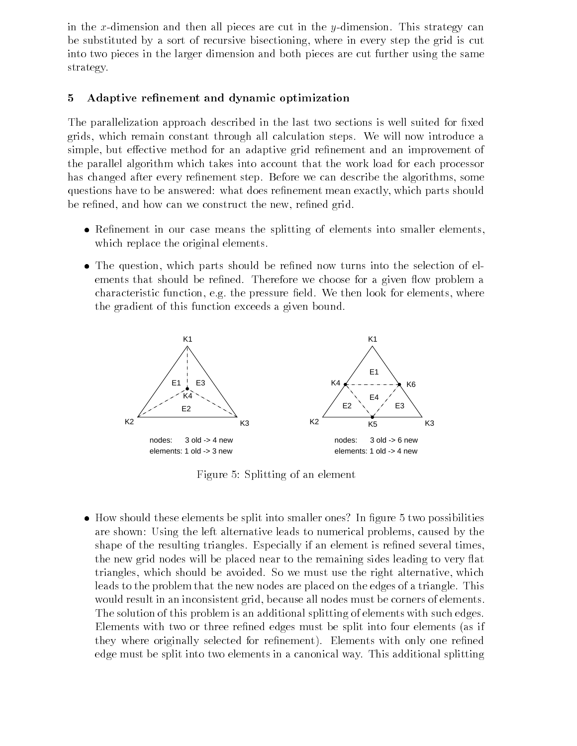in the $x$-dimension and then all pieces are cut in the $y$-dimension. This strategy can be substituted by a sort of recursive bisectioning, where in every step the grid is cut into two pieces in the larger dimension and both pieces are cut further using the same strategy.

## 5 Adaptive refinement and dynamic optimization

The parallelization approach described in the last two sections is well suited for fixed grids, which remain constant through all calculation steps. We will now introduce a simple, but effective method for an adaptive grid refinement and an improvement of the parallel algorithm which takes into account that the work load for each processor has changed after every refinement step. Before we can describe the algorithms, some questions have to be answered: what does refinement mean exactly, which parts should be refined, and how can we construct the new, refined grid.

- Refinement in our case means the splitting of elements into smaller elements, which replace the original elements.
- The question, which parts should be refined now turns into the selection of elements that should be refined. Therefore we choose for a given flow problem a characteristic function, e.g. the pressure field. We then look for elements, where the gradient of this function exceeds a given bound.

K1
E1 E3
K4
E2
K2 K3
nodes: 3 old -> 4 new
elements: 1 old -> 3 new

K1
E1
K4 K6
E4
E2 E3
K2 K5 K3
nodes: 3 old -> 6 new
elements: 1 old -> 4 new

Figure 5: Splitting of an element

- How should these elements be split into smaller ones? In figure 5 two possibilities are shown: Using the left alternative leads to numerical problems, caused by the shape of the resulting triangles. Especially if an element is refined several times, the new grid nodes will be placed near to the remaining sides leading to very flat triangles, which should be avoided. So we must use the right alternative, which leads to the problem that the new nodes are placed on the edges of a triangle. This would result in an inconsistent grid, because all nodes must be corners of elements. The solution of this problem is an additional splitting of elements with such edges. Elements with two or three refined edges must be split into four elements (as if they where originally selected for refinement). Elements with only one refined edge must be split into two elements in a canonical way. This additional splitting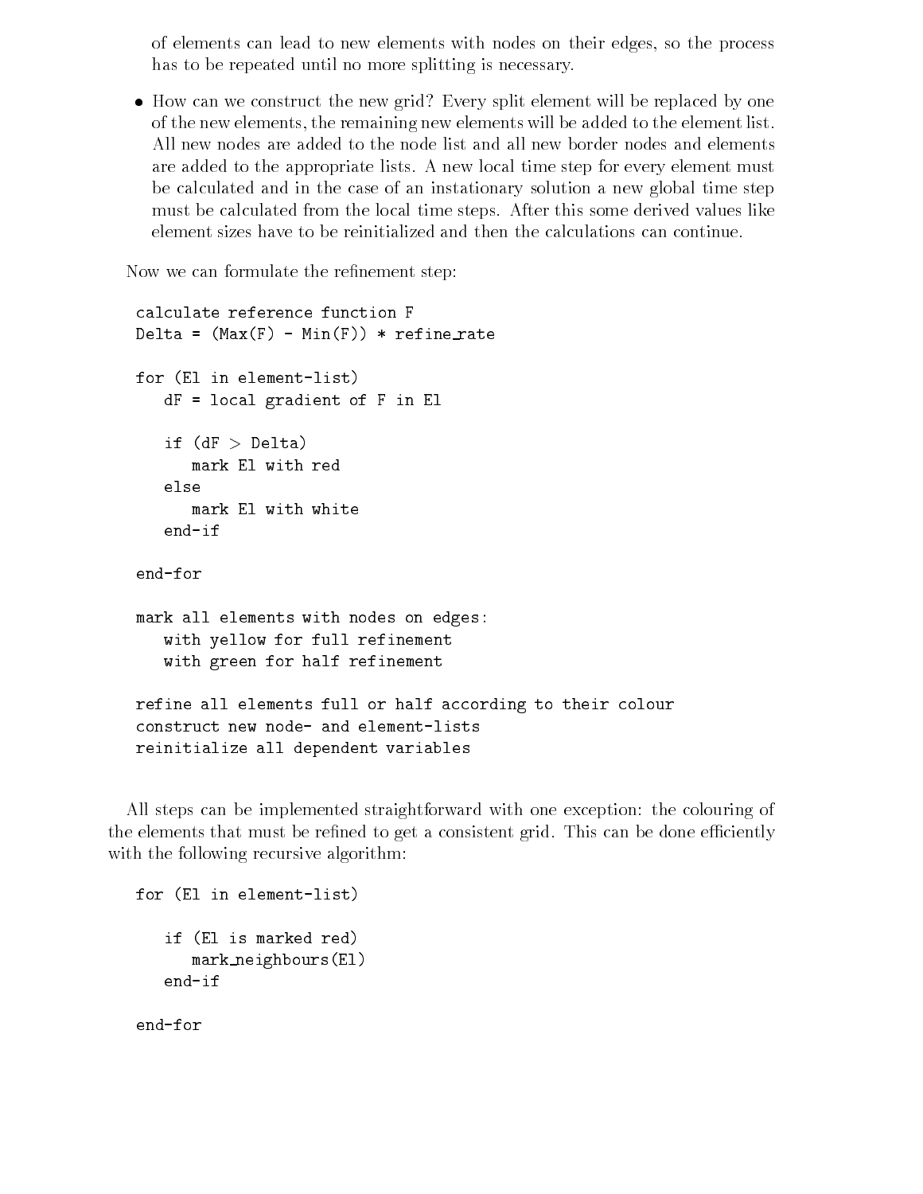of elements can lead to new elements with nodes on their edges, so the process has to be repeated until no more splitting is necessary.

- How can we construct the new grid? Every split element will be replaced by one of the new elements, the remaining new elements will be added to the element list. All new nodes are added to the node list and all new border nodes and elements are added to the appropriate lists. A new local time step for every element must be calculated and in the case of an instationary solution a new global time step must be calculated from the local time steps. After this some derived values like element sizes have to be reinitialized and then the calculations can continue.

Now we can formulate the refinement step:

```
calculate reference function F
Delta = (Max(F) - Min(F)) * refine_rate

for (El in element-list)
   dF = local gradient of F in El

   if (dF > Delta)
      mark El with red
   else
      mark El with white
   end-if

end-for

mark all elements with nodes on edges:
   with yellow for full refinement
   with green for half refinement

refine all elements full or half according to their colour
construct new node- and element-lists
reinitialize all dependent variables
```

All steps can be implemented straightforward with one exception: the colouring of the elements that must be refined to get a consistent grid. This can be done efficiently with the following recursive algorithm:

```
for (El in element-list)

   if (El is marked red)
      mark_neighbours(El)
   end-if

end-for
```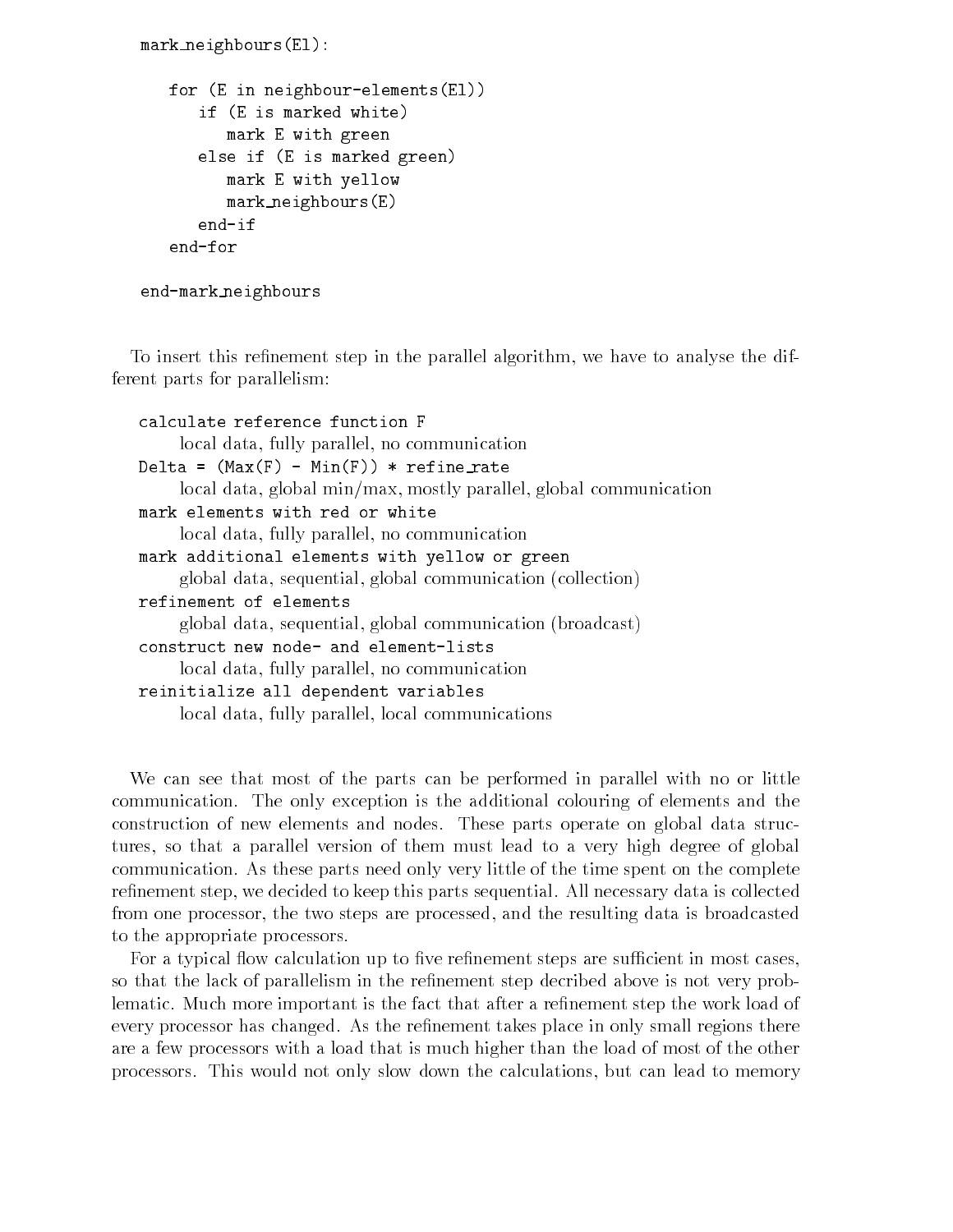```
mark_neighbours(El):

   for (E in neighbour-elements(El))
      if (E is marked white)
         mark E with green
      else if (E is marked green)
         mark E with yellow
         mark_neighbours(E)
      end-if
   end-for

end-mark_neighbours
```

To insert this refinement step in the parallel algorithm, we have to analyse the different parts for parallelism:

`calculate reference function F`
  local data, fully parallel, no communication

`Delta = (Max(F) - Min(F)) * refine_rate`
  local data, global min/max, mostly parallel, global communication

`mark elements with red or white`
  local data, fully parallel, no communication

`mark additional elements with yellow or green`
  global data, sequential, global communication (collection)

`refinement of elements`
  global data, sequential, global communication (broadcast)

`construct new node- and element-lists`
  local data, fully parallel, no communication

`reinitialize all dependent variables`
  local data, fully parallel, local communications

We can see that most of the parts can be performed in parallel with no or little communication. The only exception is the additional colouring of elements and the construction of new elements and nodes. These parts operate on global data structures, so that a parallel version of them must lead to a very high degree of global communication. As these parts need only very little of the time spent on the complete refinement step, we decided to keep this parts sequential. All necessary data is collected from one processor, the two steps are processed, and the resulting data is broadcasted to the appropriate processors.

For a typical flow calculation up to five refinement steps are sufficient in most cases, so that the lack of parallelism in the refinement step decribed above is not very problematic. Much more important is the fact that after a refinement step the work load of every processor has changed. As the refinement takes place in only small regions there are a few processors with a load that is much higher than the load of most of the other processors. This would not only slow down the calculations, but can lead to memory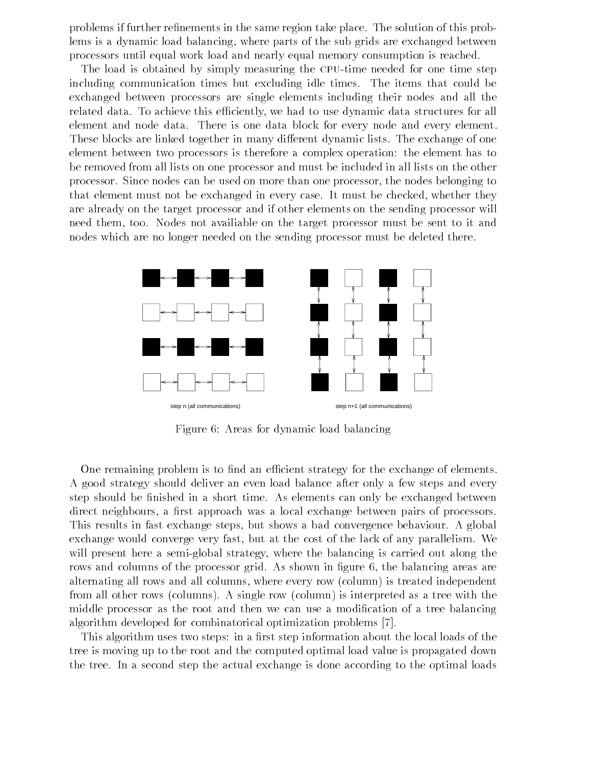problems if further refinements in the same region take place. The solution of this problems is a dynamic load balancing, where parts of the sub grids are exchanged between processors until equal work load and nearly equal memory consumption is reached.

The load is obtained by simply measuring the CPU-time needed for one time step including communication times but excluding idle times. The items that could be exchanged between processors are single elements including their nodes and all the related data. To achieve this efficiently, we had to use dynamic data structures for all element and node data. There is one data block for every node and every element. These blocks are linked together in many different dynamic lists. The exchange of one element between two processors is therefore a complex operation: the element has to be removed from all lists on one processor and must be included in all lists on the other processor. Since nodes can be used on more than one processor, the nodes belonging to that element must not be exchanged in every case. It must be checked, whether they are already on the target processor and if other elements on the sending processor will need them, too. Nodes not availiable on the target processor must be sent to it and nodes which are no longer needed on the sending processor must be deleted there.

step n (all communications)

step n+1 (all communications)

Figure 6: Areas for dynamic load balancing

One remaining problem is to find an efficient strategy for the exchange of elements. A good strategy should deliver an even load balance after only a few steps and every step should be finished in a short time. As elements can only be exchanged between direct neighbours, a first approach was a local exchange between pairs of processors. This results in fast exchange steps, but shows a bad convergence behaviour. A global exchange would converge very fast, but at the cost of the lack of any parallelism. We will present here a semi-global strategy, where the balancing is carried out along the rows and columns of the processor grid. As shown in figure 6, the balancing areas are alternating all rows and all columns, where every row (column) is treated independent from all other rows (columns). A single row (column) is interpreted as a tree with the middle processor as the root and then we can use a modification of a tree balancing algorithm developed for combinatorical optimization problems [7].

This algorithm uses two steps: in a first step information about the local loads of the tree is moving up to the root and the computed optimal load value is propagated down the tree. In a second step the actual exchange is done according to the optimal loads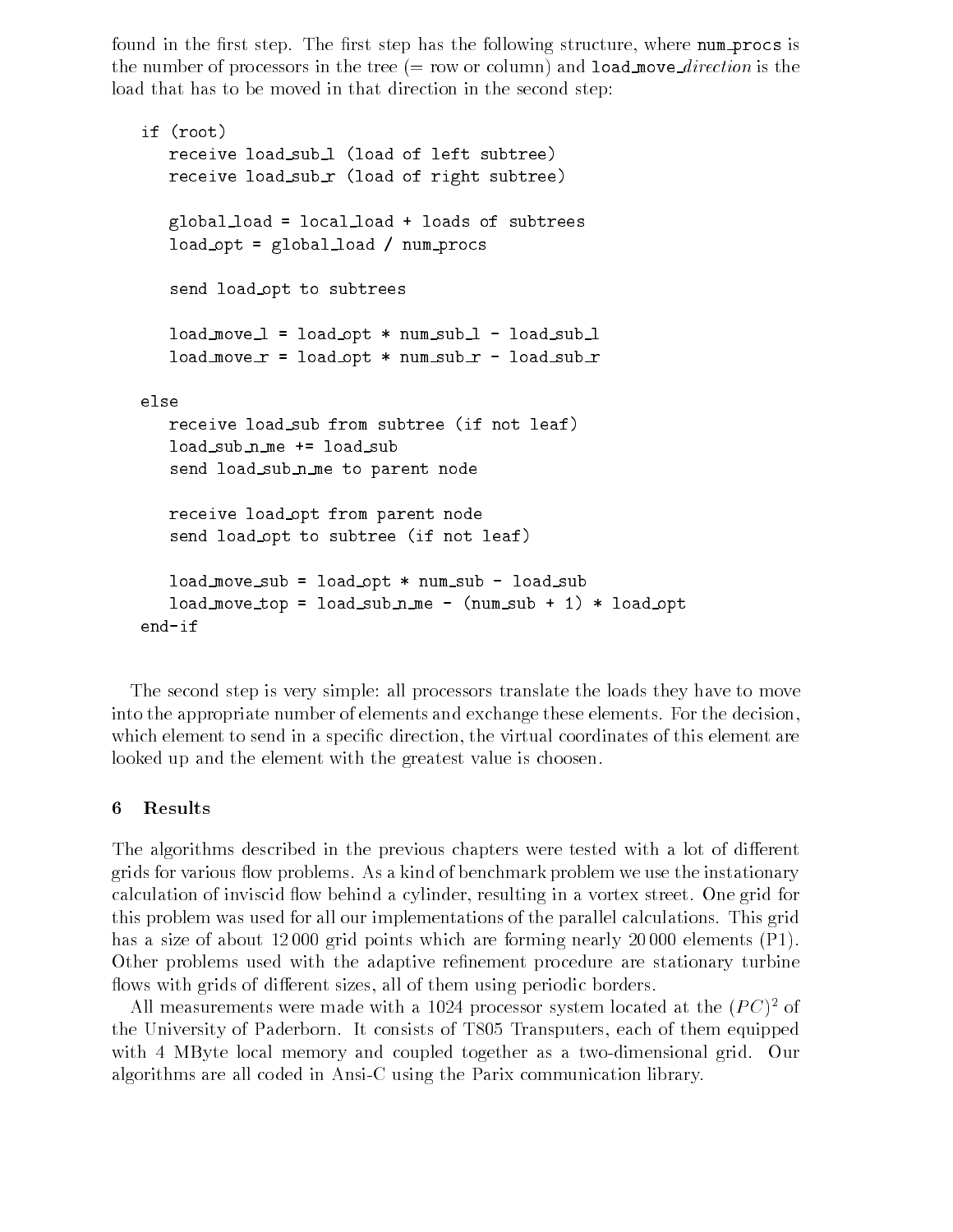found in the first step. The first step has the following structure, where `num_procs` is the number of processors in the tree (= row or column) and `load_move_`*direction* is the load that has to be moved in that direction in the second step:

```
if (root)
   receive load_sub_l (load of left subtree)
   receive load_sub_r (load of right subtree)

   global_load = local_load + loads of subtrees
   load_opt = global_load / num_procs

   send load_opt to subtrees

   load_move_l = load_opt * num_sub_l - load_sub_l
   load_move_r = load_opt * num_sub_r - load_sub_r

else
   receive load_sub from subtree (if not leaf)
   load_sub_n_me += load_sub
   send load_sub_n_me to parent node

   receive load_opt from parent node
   send load_opt to subtree (if not leaf)

   load_move_sub = load_opt * num_sub - load_sub
   load_move_top = load_sub_n_me - (num_sub + 1) * load_opt
end-if
```

The second step is very simple: all processors translate the loads they have to move into the appropriate number of elements and exchange these elements. For the decision, which element to send in a specific direction, the virtual coordinates of this element are looked up and the element with the greatest value is choosen.

## 6 Results

The algorithms described in the previous chapters were tested with a lot of different grids for various flow problems. As a kind of benchmark problem we use the instationary calculation of inviscid flow behind a cylinder, resulting in a vortex street. One grid for this problem was used for all our implementations of the parallel calculations. This grid has a size of about 12 000 grid points which are forming nearly 20 000 elements (P1). Other problems used with the adaptive refinement procedure are stationary turbine flows with grids of different sizes, all of them using periodic borders.

All measurements were made with a 1024 processor system located at the $(PC)^2$ of the University of Paderborn. It consists of T805 Transputers, each of them equipped with 4 MByte local memory and coupled together as a two-dimensional grid. Our algorithms are all coded in Ansi-C using the Parix communication library.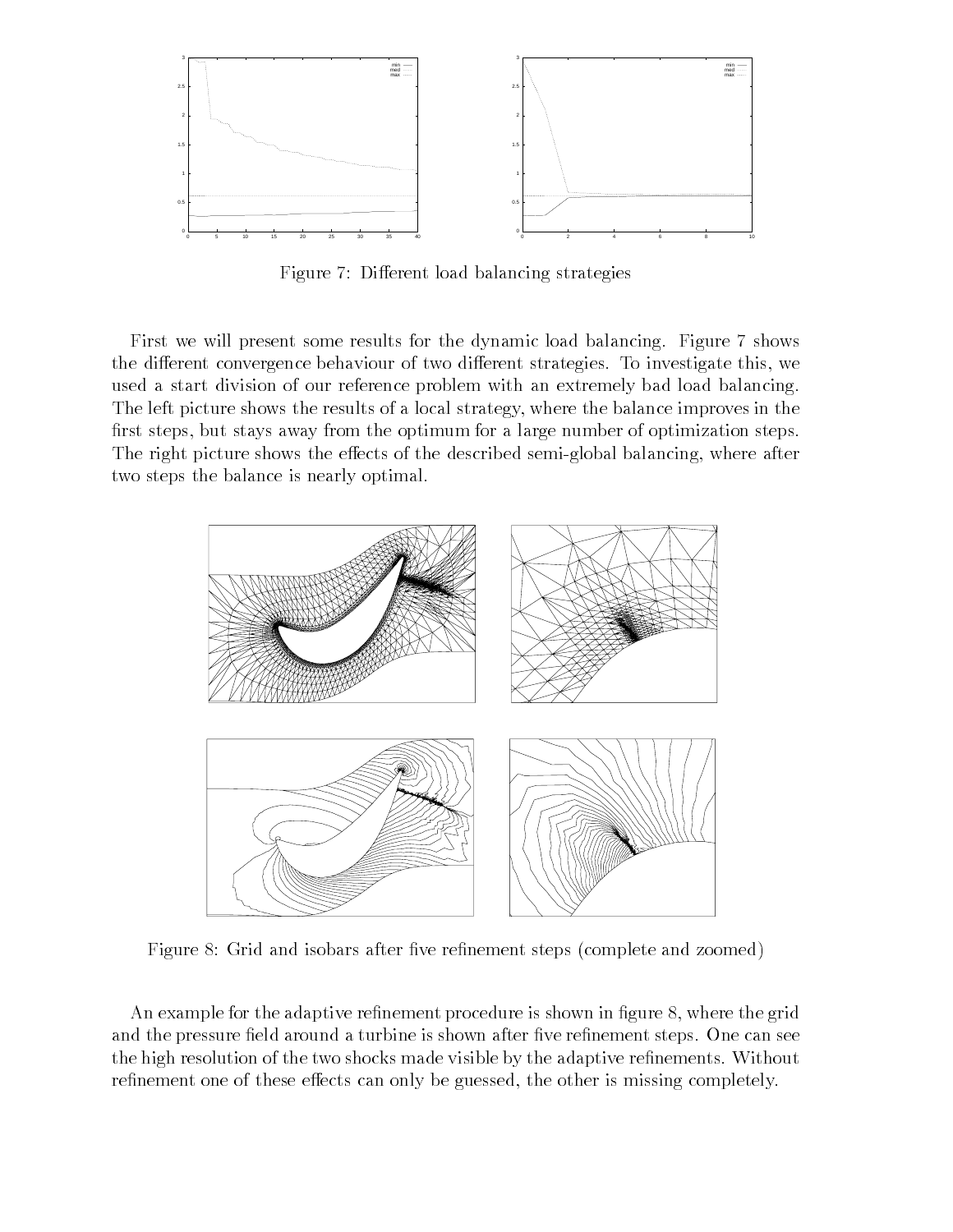Figure 7: Different load balancing strategies

First we will present some results for the dynamic load balancing. Figure 7 shows the different convergence behaviour of two different strategies. To investigate this, we used a start division of our reference problem with an extremely bad load balancing. The left picture shows the results of a local strategy, where the balance improves in the first steps, but stays away from the optimum for a large number of optimization steps. The right picture shows the effects of the described semi-global balancing, where after two steps the balance is nearly optimal.

Figure 8: Grid and isobars after five refinement steps (complete and zoomed)

An example for the adaptive refinement procedure is shown in figure 8, where the grid and the pressure field around a turbine is shown after five refinement steps. One can see the high resolution of the two shocks made visible by the adaptive refinements. Without refinement one of these effects can only be guessed, the other is missing completely.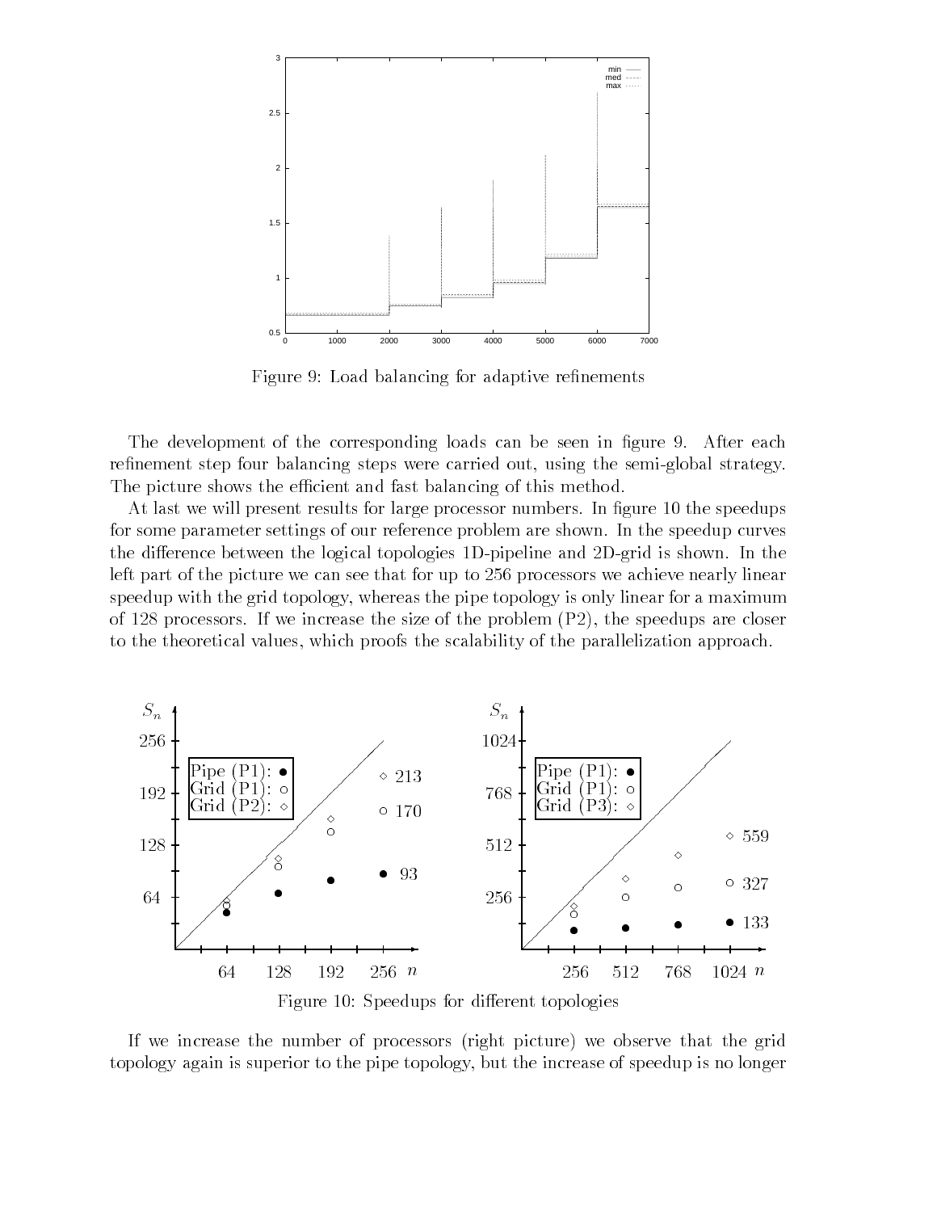Figure 9: Load balancing for adaptive refinements

The development of the corresponding loads can be seen in figure 9. After each refinement step four balancing steps were carried out, using the semi-global strategy. The picture shows the efficient and fast balancing of this method.

At last we will present results for large processor numbers. In figure 10 the speedups for some parameter settings of our reference problem are shown. In the speedup curves the difference between the logical topologies 1D-pipeline and 2D-grid is shown. In the left part of the picture we can see that for up to 256 processors we achieve nearly linear speedup with the grid topology, whereas the pipe topology is only linear for a maximum of 128 processors. If we increase the size of the problem (P2), the speedups are closer to the theoretical values, which proofs the scalability of the parallelization approach.

Figure 10: Speedups for different topologies

If we increase the number of processors (right picture) we observe that the grid topology again is superior to the pipe topology, but the increase of speedup is no longer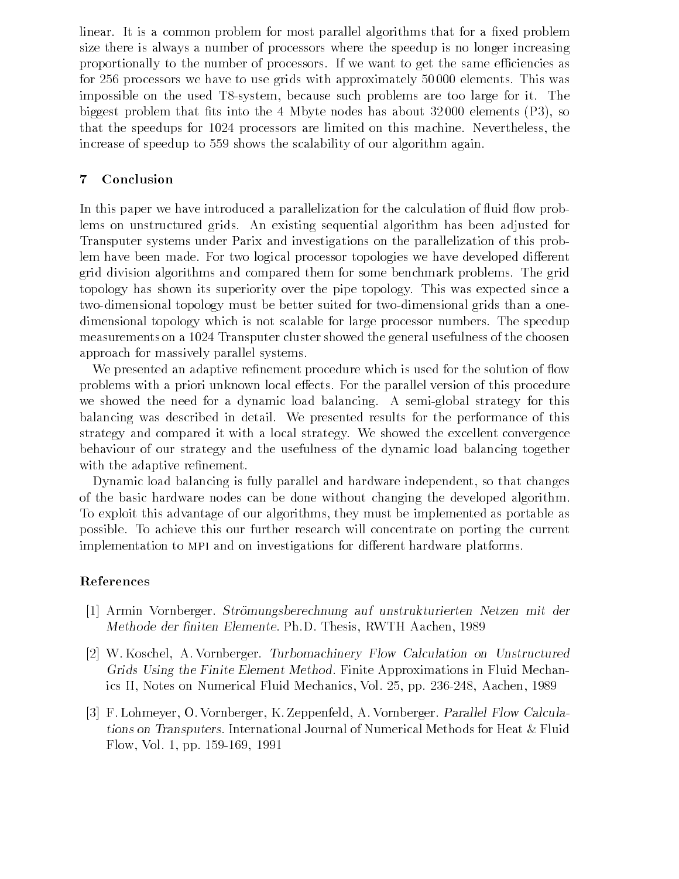linear. It is a common problem for most parallel algorithms that for a fixed problem size there is always a number of processors where the speedup is no longer increasing proportionally to the number of processors. If we want to get the same efficiencies as for 256 processors we have to use grids with approximately 50 000 elements. This was impossible on the used T8-system, because such problems are too large for it. The biggest problem that fits into the 4 Mbyte nodes has about 32 000 elements (P3), so that the speedups for 1024 processors are limited on this machine. Nevertheless, the increase of speedup to 559 shows the scalability of our algorithm again.

## 7 Conclusion

In this paper we have introduced a parallelization for the calculation of fluid flow problems on unstructured grids. An existing sequential algorithm has been adjusted for Transputer systems under Parix and investigations on the parallelization of this problem have been made. For two logical processor topologies we have developed different grid division algorithms and compared them for some benchmark problems. The grid topology has shown its superiority over the pipe topology. This was expected since a two-dimensional topology must be better suited for two-dimensional grids than a one-dimensional topology which is not scalable for large processor numbers. The speedup measurements on a 1024 Transputer cluster showed the general usefulness of the choosen approach for massively parallel systems.

We presented an adaptive refinement procedure which is used for the solution of flow problems with a priori unknown local effects. For the parallel version of this procedure we showed the need for a dynamic load balancing. A semi-global strategy for this balancing was described in detail. We presented results for the performance of this strategy and compared it with a local strategy. We showed the excellent convergence behaviour of our strategy and the usefulness of the dynamic load balancing together with the adaptive refinement.

Dynamic load balancing is fully parallel and hardware independent, so that changes of the basic hardware nodes can be done without changing the developed algorithm. To exploit this advantage of our algorithms, they must be implemented as portable as possible. To achieve this our further research will concentrate on porting the current implementation to MPI and on investigations for different hardware platforms.

### References

[1] Armin Vornberger. *Strömungsberechnung auf unstrukturierten Netzen mit der Methode der finiten Elemente*. Ph.D. Thesis, RWTH Aachen, 1989

[2] W. Koschel, A. Vornberger. *Turbomachinery Flow Calculation on Unstructured Grids Using the Finite Element Method*. Finite Approximations in Fluid Mechanics II, Notes on Numerical Fluid Mechanics, Vol. 25, pp. 236-248, Aachen, 1989

[3] F. Lohmeyer, O. Vornberger, K. Zeppenfeld, A. Vornberger. *Parallel Flow Calculations on Transputers*. International Journal of Numerical Methods for Heat & Fluid Flow, Vol. 1, pp. 159-169, 1991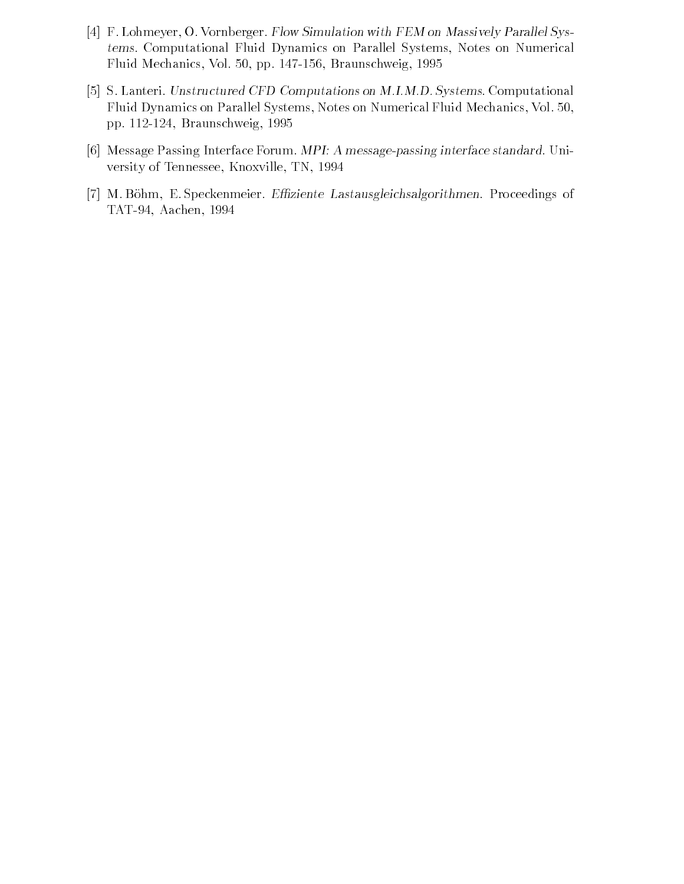[4] F. Lohmeyer, O. Vornberger. *Flow Simulation with FEM on Massively Parallel Systems*. Computational Fluid Dynamics on Parallel Systems, Notes on Numerical Fluid Mechanics, Vol. 50, pp. 147-156, Braunschweig, 1995

[5] S. Lanteri. *Unstructured CFD Computations on M.I.M.D. Systems*. Computational Fluid Dynamics on Parallel Systems, Notes on Numerical Fluid Mechanics, Vol. 50, pp. 112-124, Braunschweig, 1995

[6] Message Passing Interface Forum. *MPI: A message-passing interface standard*. University of Tennessee, Knoxville, TN, 1994

[7] M. Böhm, E. Speckenmeier. *Effiziente Lastausgleichsalgorithmen*. Proceedings of TAT-94, Aachen, 1994